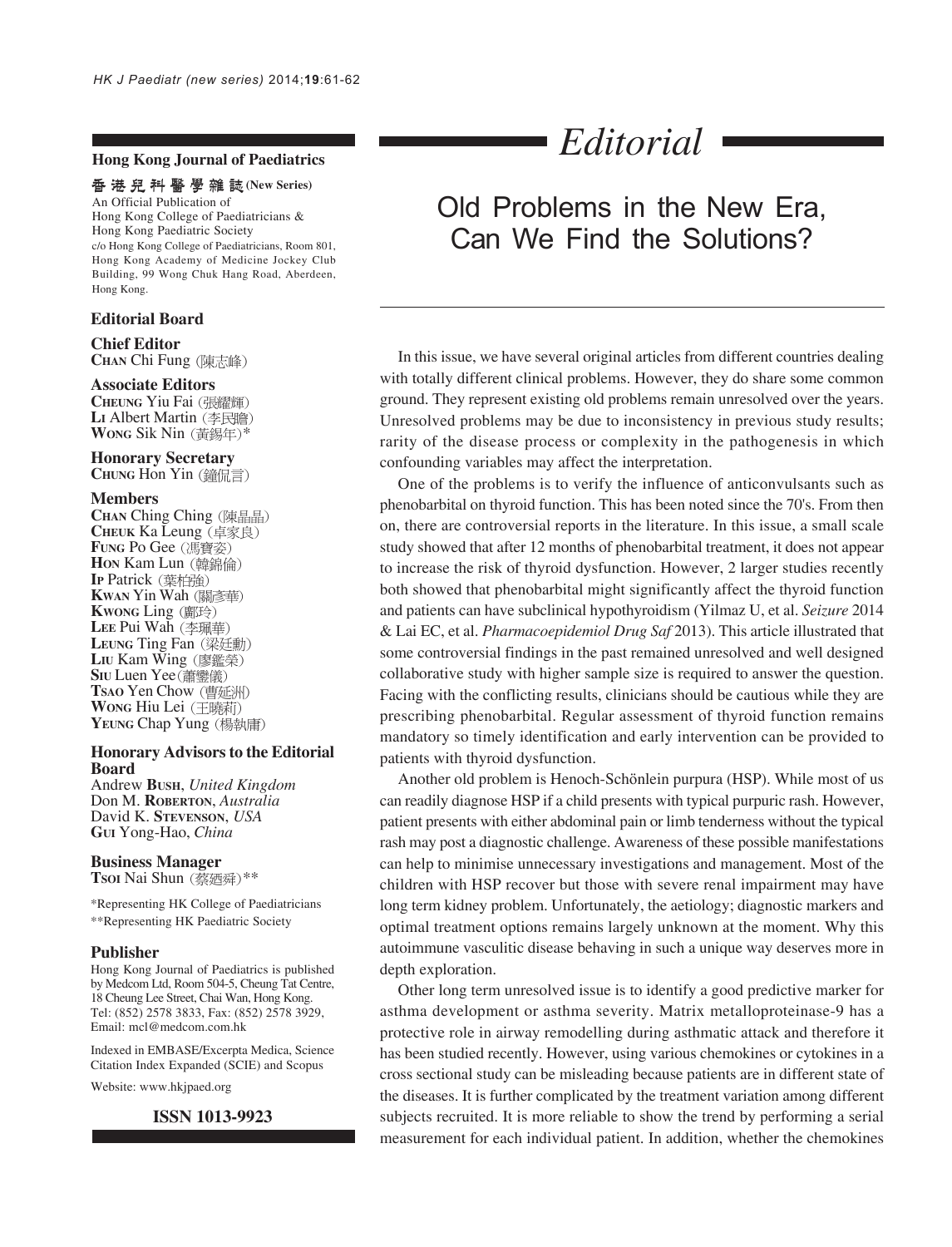**Hong Kong Journal of Paediatrics**

**香港兒科醫學雜誌 (New Series)**

An Official Publication of
Hong Kong College of Paediatricians &
Hong Kong Paediatric Society
c/o Hong Kong College of Paediatricians, Room 801, Hong Kong Academy of Medicine Jockey Club Building, 99 Wong Chuk Hang Road, Aberdeen, Hong Kong.

**Editorial Board**

**Chief Editor**
CHAN Chi Fung (陳志峰)

**Associate Editors**
CHEUNG Yiu Fai (張耀輝)
LI Albert Martin (李民瞻)
WONG Sik Nin (黃錫年)*

**Honorary Secretary**
CHUNG Hon Yin (鐘侃言)

**Members**
CHAN Ching Ching (陳晶晶)
CHEUK Ka Leung (卓家良)
FUNG Po Gee (馮寶姿)
HON Kam Lun (韓錦倫)
IP Patrick (葉柏強)
KWAN Yin Wah (關彥華)
KWONG Ling (鄺玲)
LEE Pui Wah (李珮華)
LEUNG Ting Fan (梁廷勳)
LIU Kam Wing (廖鑑榮)
SIU Luen Yee (蕭鑾儀)
TSAO Yen Chow (曹延洲)
WONG Hiu Lei (王曉莉)
YEUNG Chap Yung (楊執庸)

**Honorary Advisors to the Editorial Board**
Andrew BUSH, *United Kingdom*
Don M. ROBERTON, *Australia*
David K. STEVENSON, *USA*
GUI Yong-Hao, *China*

**Business Manager**
TSOI Nai Shun (蔡廼舜)**

*Representing HK College of Paediatricians
**Representing HK Paediatric Society

**Publisher**
Hong Kong Journal of Paediatrics is published by Medcom Ltd, Room 504-5, Cheung Tat Centre, 18 Cheung Lee Street, Chai Wan, Hong Kong. Tel: (852) 2578 3833, Fax: (852) 2578 3929, Email: mcl@medcom.com.hk

Indexed in EMBASE/Excerpta Medica, Science Citation Index Expanded (SCIE) and Scopus

Website: www.hkjpaed.org

**ISSN 1013-9923**

# *Editorial*

## Old Problems in the New Era, Can We Find the Solutions?

In this issue, we have several original articles from different countries dealing with totally different clinical problems. However, they do share some common ground. They represent existing old problems remain unresolved over the years. Unresolved problems may be due to inconsistency in previous study results; rarity of the disease process or complexity in the pathogenesis in which confounding variables may affect the interpretation.

One of the problems is to verify the influence of anticonvulsants such as phenobarbital on thyroid function. This has been noted since the 70's. From then on, there are controversial reports in the literature. In this issue, a small scale study showed that after 12 months of phenobarbital treatment, it does not appear to increase the risk of thyroid dysfunction. However, 2 larger studies recently both showed that phenobarbital might significantly affect the thyroid function and patients can have subclinical hypothyroidism (Yilmaz U, et al. *Seizure* 2014 & Lai EC, et al. *Pharmacoepidemiol Drug Saf* 2013). This article illustrated that some controversial findings in the past remained unresolved and well designed collaborative study with higher sample size is required to answer the question. Facing with the conflicting results, clinicians should be cautious while they are prescribing phenobarbital. Regular assessment of thyroid function remains mandatory so timely identification and early intervention can be provided to patients with thyroid dysfunction.

Another old problem is Henoch-Schönlein purpura (HSP). While most of us can readily diagnose HSP if a child presents with typical purpuric rash. However, patient presents with either abdominal pain or limb tenderness without the typical rash may post a diagnostic challenge. Awareness of these possible manifestations can help to minimise unnecessary investigations and management. Most of the children with HSP recover but those with severe renal impairment may have long term kidney problem. Unfortunately, the aetiology; diagnostic markers and optimal treatment options remains largely unknown at the moment. Why this autoimmune vasculitic disease behaving in such a unique way deserves more in depth exploration.

Other long term unresolved issue is to identify a good predictive marker for asthma development or asthma severity. Matrix metalloproteinase-9 has a protective role in airway remodelling during asthmatic attack and therefore it has been studied recently. However, using various chemokines or cytokines in a cross sectional study can be misleading because patients are in different state of the diseases. It is further complicated by the treatment variation among different subjects recruited. It is more reliable to show the trend by performing a serial measurement for each individual patient. In addition, whether the chemokines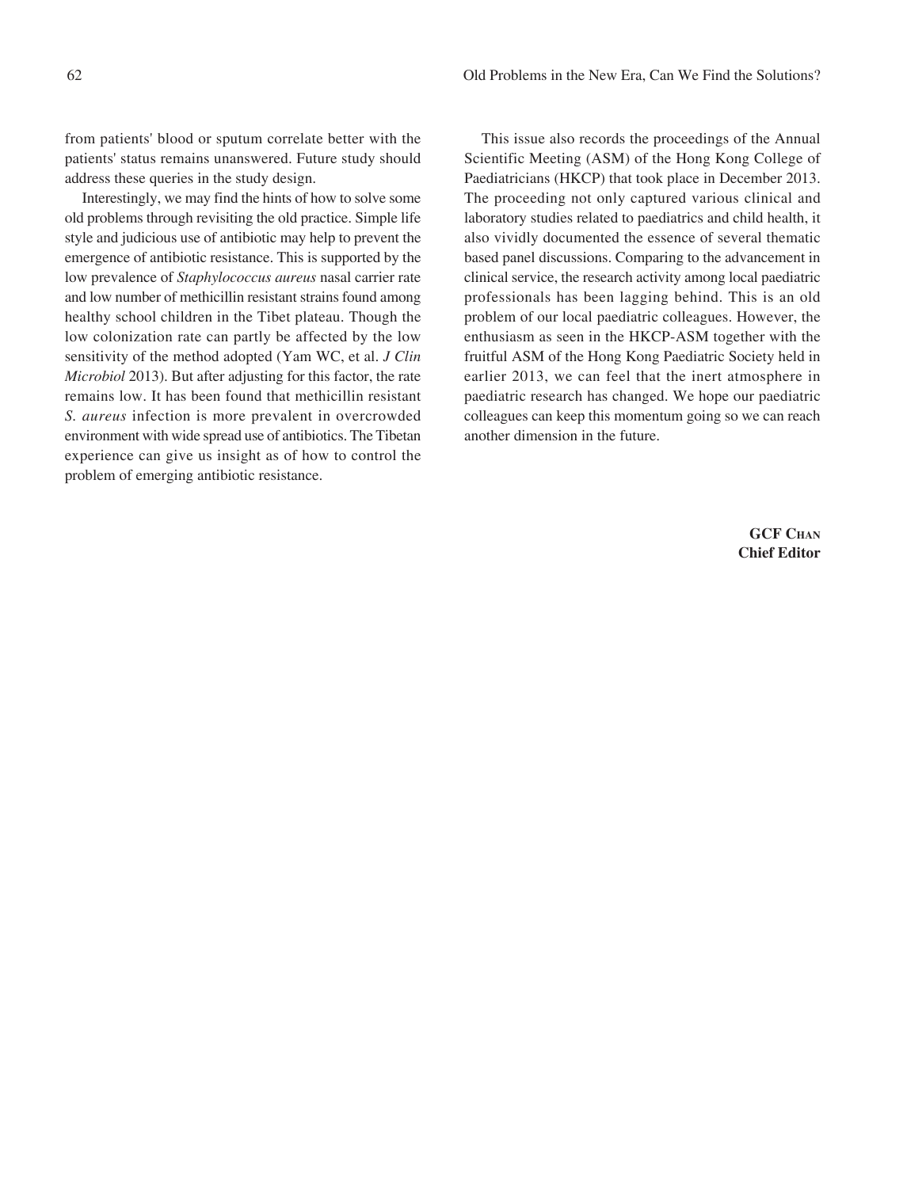from patients' blood or sputum correlate better with the patients' status remains unanswered. Future study should address these queries in the study design.

Interestingly, we may find the hints of how to solve some old problems through revisiting the old practice. Simple life style and judicious use of antibiotic may help to prevent the emergence of antibiotic resistance. This is supported by the low prevalence of *Staphylococcus aureus* nasal carrier rate and low number of methicillin resistant strains found among healthy school children in the Tibet plateau. Though the low colonization rate can partly be affected by the low sensitivity of the method adopted (Yam WC, et al. *J Clin Microbiol* 2013). But after adjusting for this factor, the rate remains low. It has been found that methicillin resistant *S. aureus* infection is more prevalent in overcrowded environment with wide spread use of antibiotics. The Tibetan experience can give us insight as of how to control the problem of emerging antibiotic resistance.

This issue also records the proceedings of the Annual Scientific Meeting (ASM) of the Hong Kong College of Paediatricians (HKCP) that took place in December 2013. The proceeding not only captured various clinical and laboratory studies related to paediatrics and child health, it also vividly documented the essence of several thematic based panel discussions. Comparing to the advancement in clinical service, the research activity among local paediatric professionals has been lagging behind. This is an old problem of our local paediatric colleagues. However, the enthusiasm as seen in the HKCP-ASM together with the fruitful ASM of the Hong Kong Paediatric Society held in earlier 2013, we can feel that the inert atmosphere in paediatric research has changed. We hope our paediatric colleagues can keep this momentum going so we can reach another dimension in the future.

**GCF Chan**
**Chief Editor**